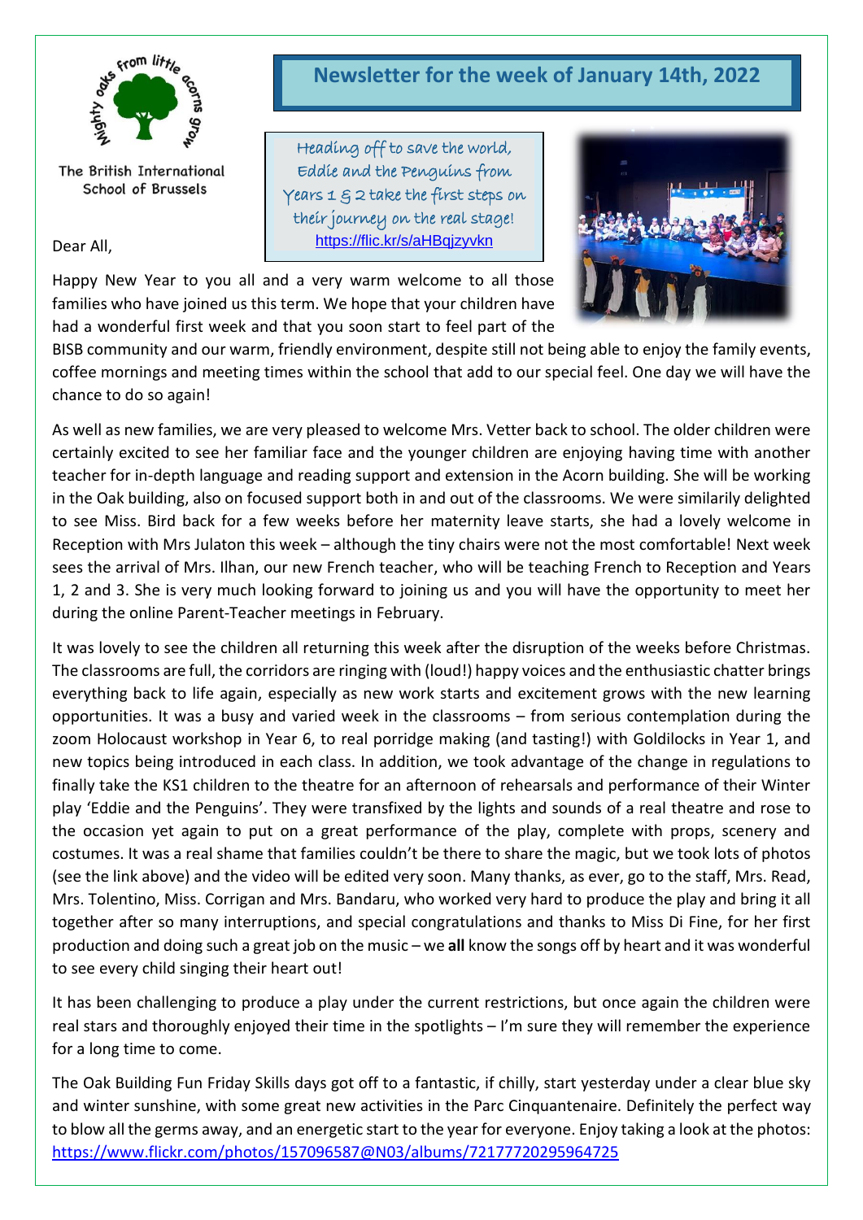# Newsletter for the week of January 14th, 2022

Mighty oaks from little acorns grow

The British International School of Brussels

*Heading off to save the world, Eddie and the Penguins from Years 1 & 2 take the first steps on their journey on the real stage!*
https://flic.kr/s/aHBqjzyvkn

Dear All,

Happy New Year to you all and a very warm welcome to all those families who have joined us this term. We hope that your children have had a wonderful first week and that you soon start to feel part of the BISB community and our warm, friendly environment, despite still not being able to enjoy the family events, coffee mornings and meeting times within the school that add to our special feel. One day we will have the chance to do so again!

As well as new families, we are very pleased to welcome Mrs. Vetter back to school. The older children were certainly excited to see her familiar face and the younger children are enjoying having time with another teacher for in-depth language and reading support and extension in the Acorn building. She will be working in the Oak building, also on focused support both in and out of the classrooms. We were similarly delighted to see Miss. Bird back for a few weeks before her maternity leave starts, she had a lovely welcome in Reception with Mrs Julaton this week – although the tiny chairs were not the most comfortable! Next week sees the arrival of Mrs. Ilhan, our new French teacher, who will be teaching French to Reception and Years 1, 2 and 3. She is very much looking forward to joining us and you will have the opportunity to meet her during the online Parent-Teacher meetings in February.

It was lovely to see the children all returning this week after the disruption of the weeks before Christmas. The classrooms are full, the corridors are ringing with (loud!) happy voices and the enthusiastic chatter brings everything back to life again, especially as new work starts and excitement grows with the new learning opportunities. It was a busy and varied week in the classrooms – from serious contemplation during the zoom Holocaust workshop in Year 6, to real porridge making (and tasting!) with Goldilocks in Year 1, and new topics being introduced in each class. In addition, we took advantage of the change in regulations to finally take the KS1 children to the theatre for an afternoon of rehearsals and performance of their Winter play 'Eddie and the Penguins'. They were transfixed by the lights and sounds of a real theatre and rose to the occasion yet again to put on a great performance of the play, complete with props, scenery and costumes. It was a real shame that families couldn't be there to share the magic, but we took lots of photos (see the link above) and the video will be edited very soon. Many thanks, as ever, go to the staff, Mrs. Read, Mrs. Tolentino, Miss. Corrigan and Mrs. Bandaru, who worked very hard to produce the play and bring it all together after so many interruptions, and special congratulations and thanks to Miss Di Fine, for her first production and doing such a great job on the music – we **all** know the songs off by heart and it was wonderful to see every child singing their heart out!

It has been challenging to produce a play under the current restrictions, but once again the children were real stars and thoroughly enjoyed their time in the spotlights – I'm sure they will remember the experience for a long time to come.

The Oak Building Fun Friday Skills days got off to a fantastic, if chilly, start yesterday under a clear blue sky and winter sunshine, with some great new activities in the Parc Cinquantenaire. Definitely the perfect way to blow all the germs away, and an energetic start to the year for everyone. Enjoy taking a look at the photos: https://www.flickr.com/photos/157096587@N03/albums/72177720295964725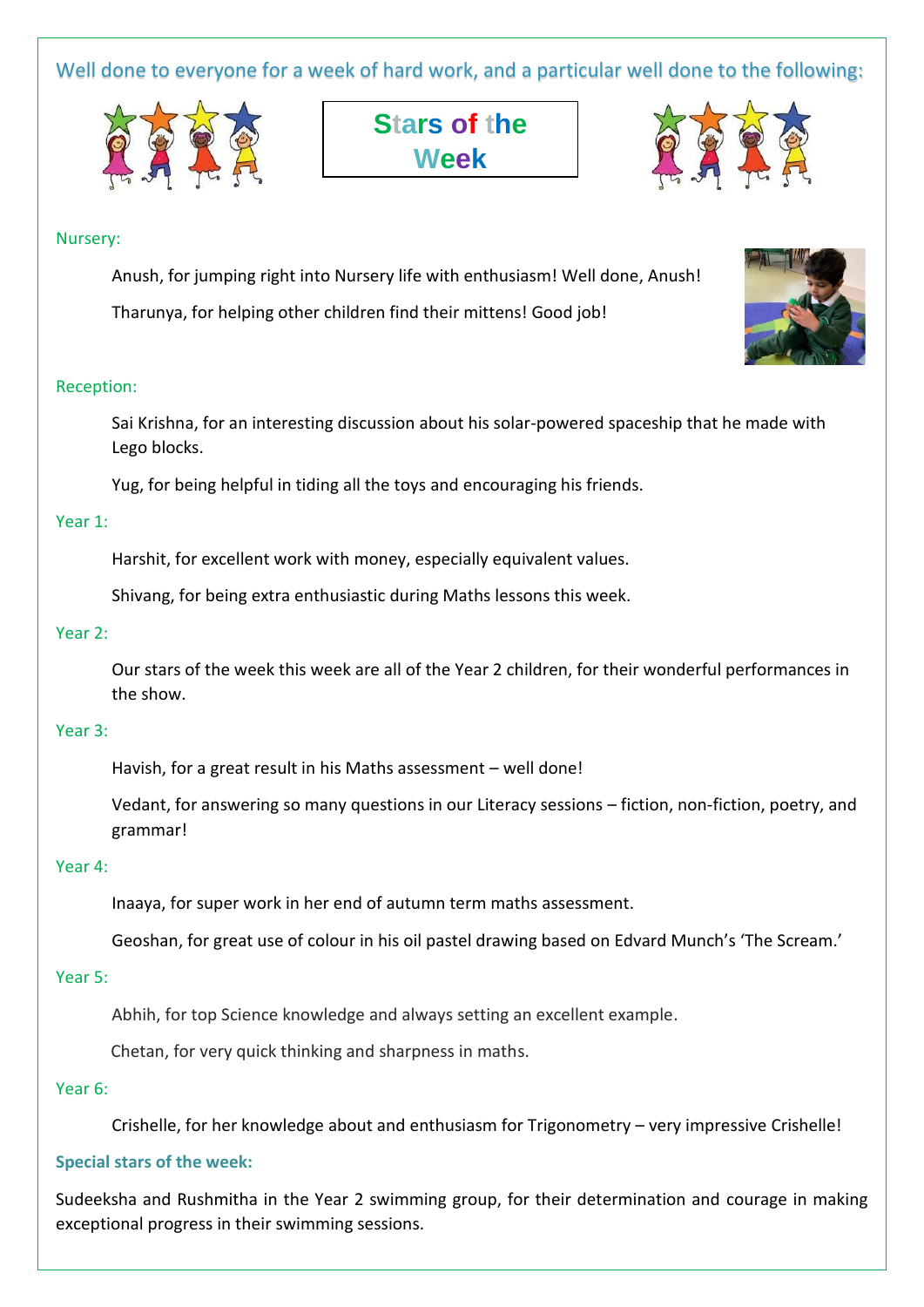Well done to everyone for a week of hard work, and a particular well done to the following:

# Stars of the Week

## Nursery:

Anush, for jumping right into Nursery life with enthusiasm! Well done, Anush!

Tharunya, for helping other children find their mittens! Good job!

## Reception:

Sai Krishna, for an interesting discussion about his solar-powered spaceship that he made with Lego blocks.

Yug, for being helpful in tiding all the toys and encouraging his friends.

## Year 1:

Harshit, for excellent work with money, especially equivalent values.

Shivang, for being extra enthusiastic during Maths lessons this week.

## Year 2:

Our stars of the week this week are all of the Year 2 children, for their wonderful performances in the show.

## Year 3:

Havish, for a great result in his Maths assessment – well done!

Vedant, for answering so many questions in our Literacy sessions – fiction, non-fiction, poetry, and grammar!

## Year 4:

Inaaya, for super work in her end of autumn term maths assessment.

Geoshan, for great use of colour in his oil pastel drawing based on Edvard Munch's 'The Scream.'

## Year 5:

Abhih, for top Science knowledge and always setting an excellent example.

Chetan, for very quick thinking and sharpness in maths.

## Year 6:

Crishelle, for her knowledge about and enthusiasm for Trigonometry – very impressive Crishelle!

**Special stars of the week:**

Sudeeksha and Rushmitha in the Year 2 swimming group, for their determination and courage in making exceptional progress in their swimming sessions.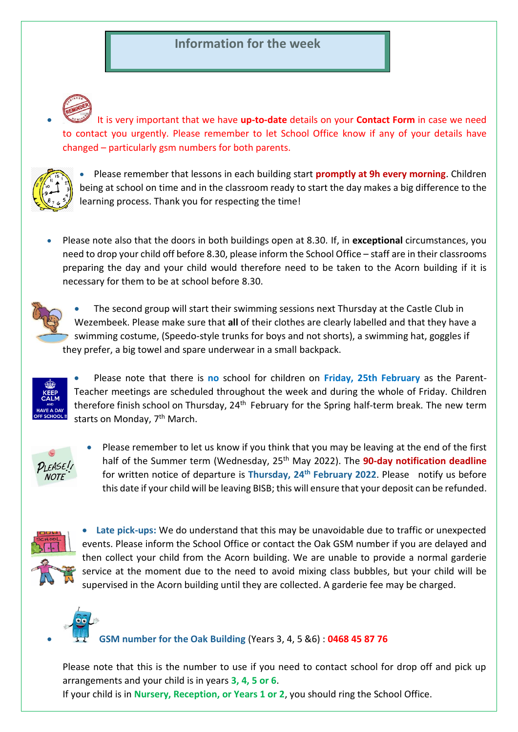## Information for the week

- It is very important that we have **up-to-date** details on your **Contact Form** in case we need to contact you urgently. Please remember to let School Office know if any of your details have changed – particularly gsm numbers for both parents.

- Please remember that lessons in each building start **promptly at 9h every morning**. Children being at school on time and in the classroom ready to start the day makes a big difference to the learning process. Thank you for respecting the time!

- Please note also that the doors in both buildings open at 8.30. If, in **exceptional** circumstances, you need to drop your child off before 8.30, please inform the School Office – staff are in their classrooms preparing the day and your child would therefore need to be taken to the Acorn building if it is necessary for them to be at school before 8.30.

- The second group will start their swimming sessions next Thursday at the Castle Club in Wezembeek. Please make sure that **all** of their clothes are clearly labelled and that they have a swimming costume, (Speedo-style trunks for boys and not shorts), a swimming hat, goggles if they prefer, a big towel and spare underwear in a small backpack.

- Please note that there is **no** school for children on **Friday, 25th February** as the Parent-Teacher meetings are scheduled throughout the week and during the whole of Friday. Children therefore finish school on Thursday, 24th February for the Spring half-term break. The new term starts on Monday, 7th March.

- Please remember to let us know if you think that you may be leaving at the end of the first half of the Summer term (Wednesday, 25th May 2022). The **90-day notification deadline** for written notice of departure is **Thursday, 24th February 2022**. Please notify us before this date if your child will be leaving BISB; this will ensure that your deposit can be refunded.

- **Late pick-ups:** We do understand that this may be unavoidable due to traffic or unexpected events. Please inform the School Office or contact the Oak GSM number if you are delayed and then collect your child from the Acorn building. We are unable to provide a normal garderie service at the moment due to the need to avoid mixing class bubbles, but your child will be supervised in the Acorn building until they are collected. A garderie fee may be charged.

- **GSM number for the Oak Building** (Years 3, 4, 5 &6) : **0468 45 87 76**

Please note that this is the number to use if you need to contact school for drop off and pick up arrangements and your child is in years **3, 4, 5 or 6**.

If your child is in **Nursery, Reception, or Years 1 or 2**, you should ring the School Office.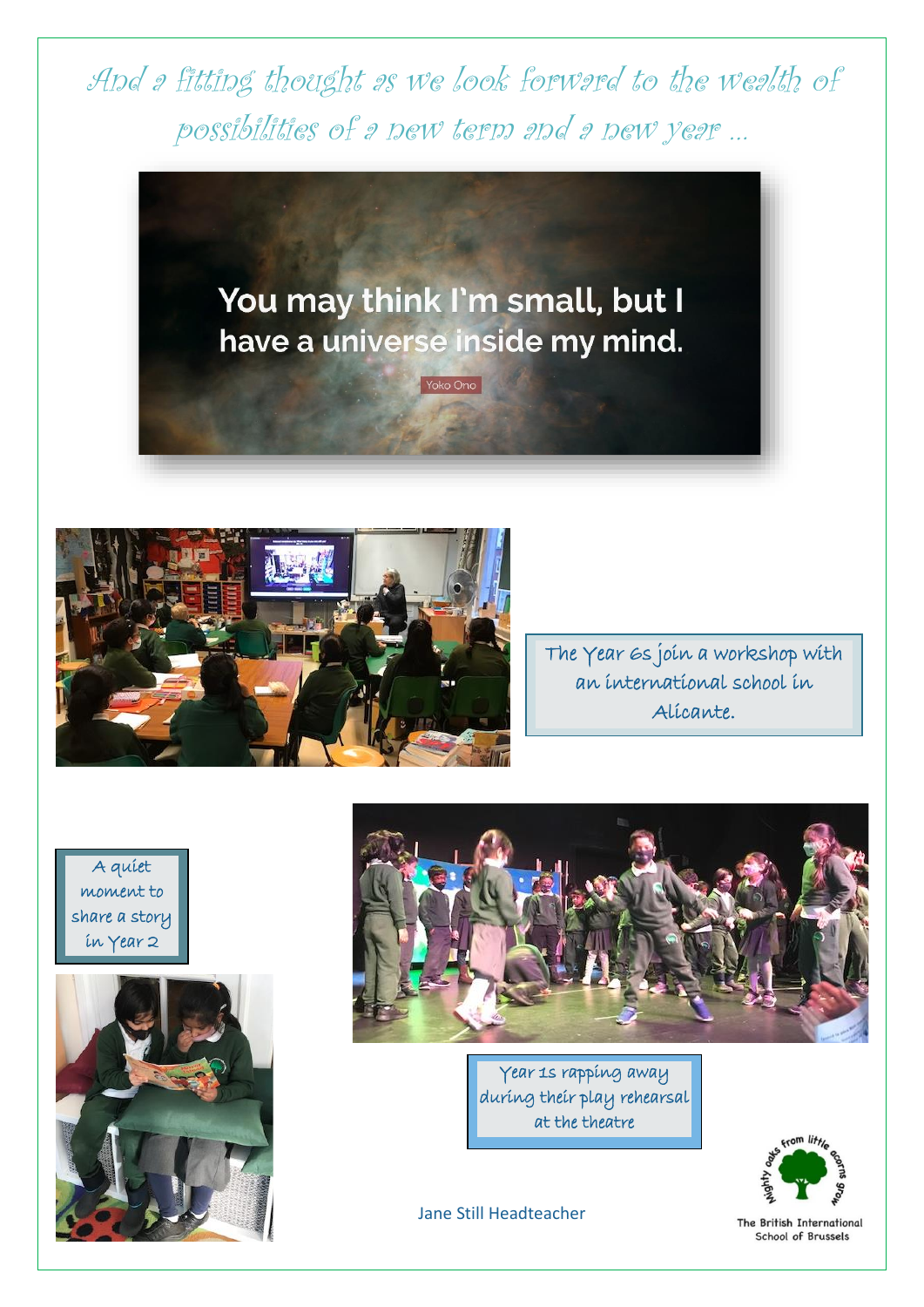*And a fitting thought as we look forward to the wealth of possibilities of a new term and a new year …*

You may think I'm small, but I have a universe inside my mind.

Yoko Ono

The Year 6s join a workshop with an international school in Alicante.

A quiet moment to share a story in Year 2

Year 1s rapping away during their play rehearsal at the theatre

Jane Still Headteacher

Mighty oaks from little acorns grow

The British International School of Brussels